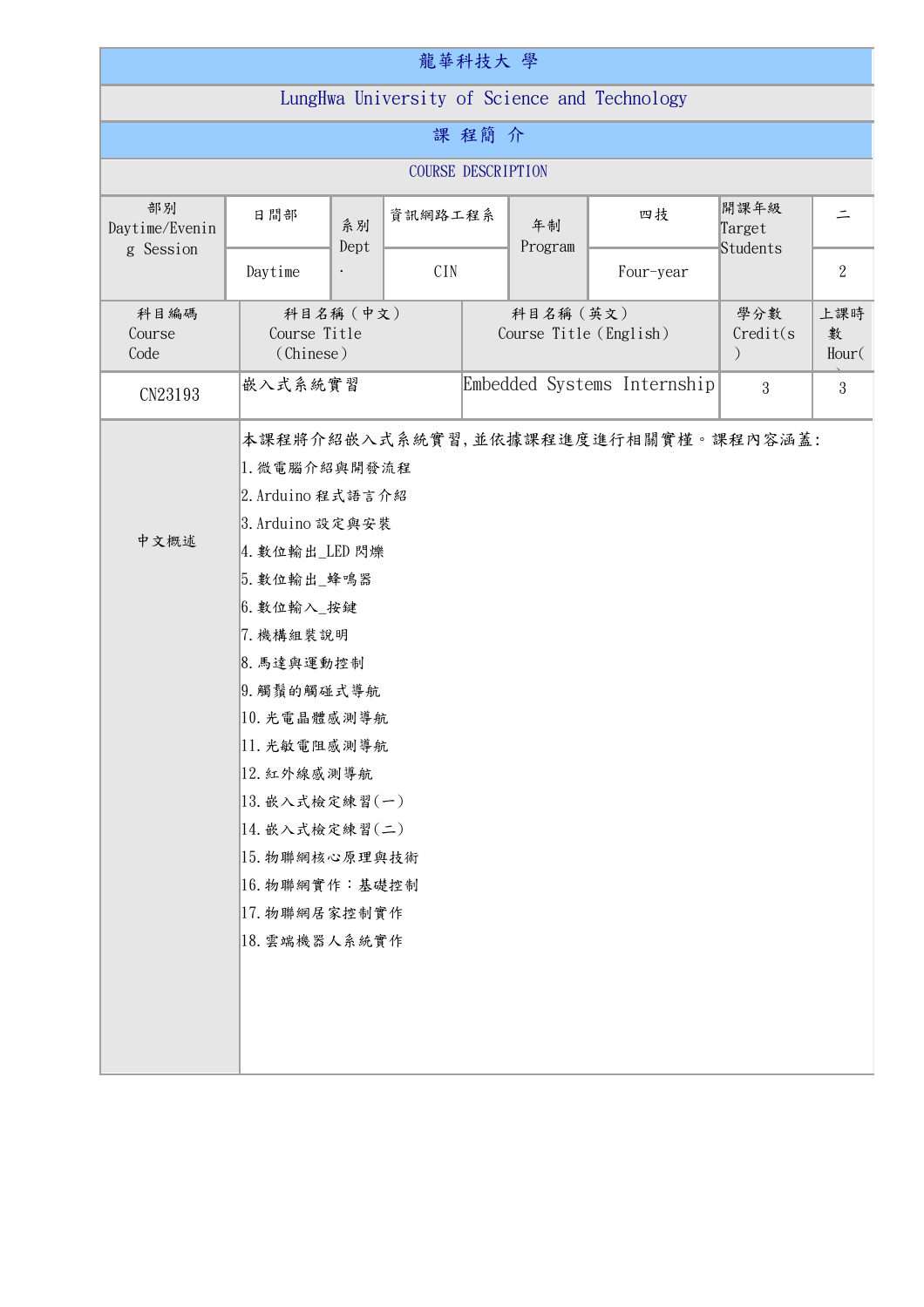| 龍華科技大 學 | | | | | | | | | |
|---|---|---|---|---|---|---|---|---|---|
| LungHwa University of Science and Technology | | | | | | | | | |
| 課 程簡 介 | | | | | | | | | |
| COURSE DESCRIPTION | | | | | | | | | |
| 部別 Daytime/Evening Session | 日間部 | 系別 Dept. | 資訊網路工程系 | 年制 Program | 四技 | 開課年級 Target Students | 二 | | |
| | Daytime | | CIN | | Four-year | | 2 | | |
| 科目編碼 Course Code | 科目名稱(中文) Course Title (Chinese) | | 科目名稱(英文) Course Title (English) | | | 學分數 Credit(s) | 上課時數 Hour(s) | | |
| CN23193 | 嵌入式系統實習 | | Embedded Systems Internship | | | 3 | 3 | | |
| 中文概述 | 本課程將介紹嵌入式系統實習,並依據課程進度進行相關實槿。課程內容涵蓋:<br>1.微電腦介紹與開發流程<br>2.Arduino 程式語言介紹<br>3.Arduino 設定與安裝<br>4.數位輸出_LED 閃爍<br>5.數位輸出_蜂鳴器<br>6.數位輸入_按鍵<br>7.機構組裝說明<br>8.馬達與運動控制<br>9.觸鬚的觸碰式導航<br>10.光電晶體感測導航<br>11.光敏電阻感測導航<br>12.紅外線感測導航<br>13.嵌入式檢定練習(一)<br>14.嵌入式檢定練習(二)<br>15.物聯網核心原理與技術<br>16.物聯網實作:基礎控制<br>17.物聯網居家控制實作<br>18.雲端機器人系統實作 | | | | | | | | | |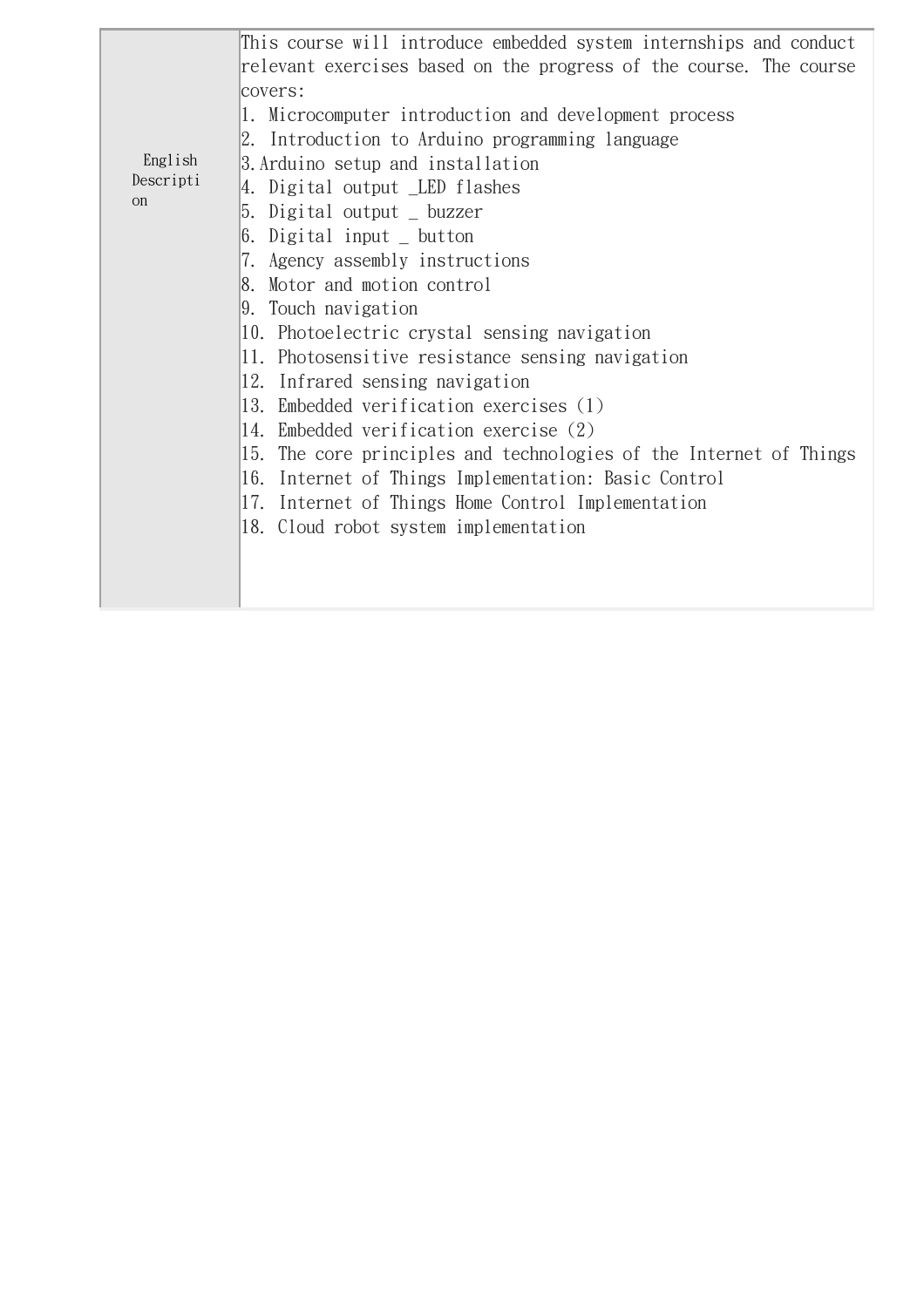| | |
|---|---|
| English Description | This course will introduce embedded system internships and conduct relevant exercises based on the progress of the course. The course covers:<br>1. Microcomputer introduction and development process<br>2. Introduction to Arduino programming language<br>3.Arduino setup and installation<br>4. Digital output _LED flashes<br>5. Digital output _ buzzer<br>6. Digital input _ button<br>7. Agency assembly instructions<br>8. Motor and motion control<br>9. Touch navigation<br>10. Photoelectric crystal sensing navigation<br>11. Photosensitive resistance sensing navigation<br>12. Infrared sensing navigation<br>13. Embedded verification exercises (1)<br>14. Embedded verification exercise (2)<br>15. The core principles and technologies of the Internet of Things<br>16. Internet of Things Implementation: Basic Control<br>17. Internet of Things Home Control Implementation<br>18. Cloud robot system implementation |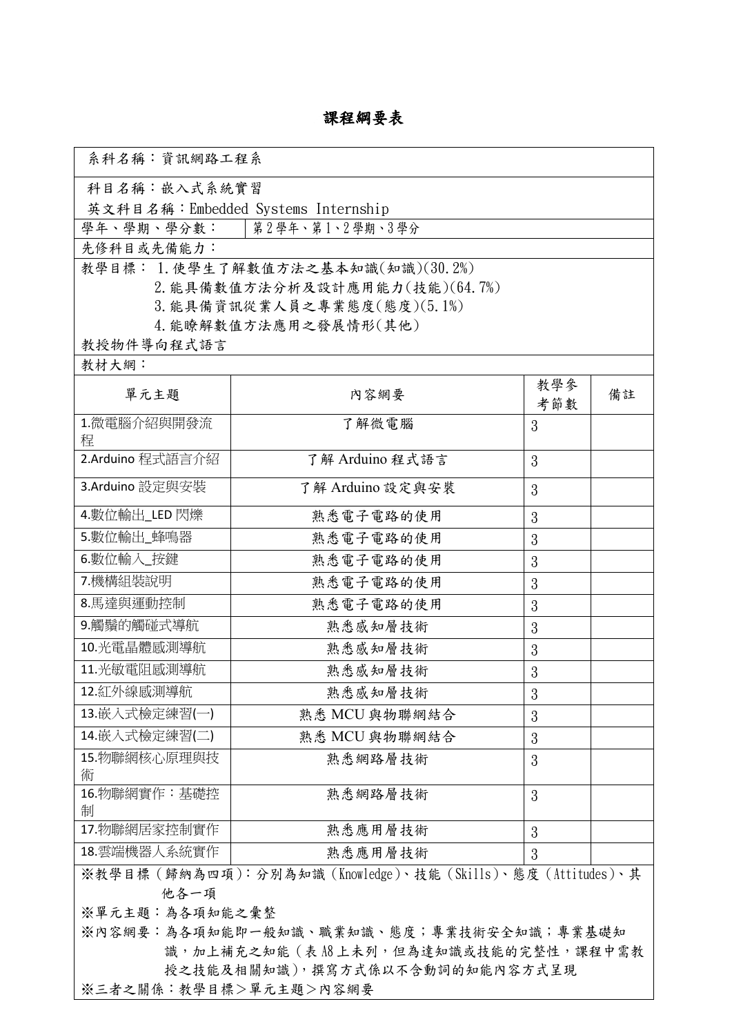# 課程綱要表

系科名稱：資訊網路工程系

科目名稱：嵌入式系統實習

英文科目名稱：Embedded Systems Internship

學年、學期、學分數：　第2學年、第1、2學期、3學分

先修科目或先備能力：

教學目標：
1. 使學生了解數值方法之基本知識(知識)(30.2%)
2. 能具備數值方法分析及設計應用能力(技能)(64.7%)
3. 能具備資訊從業人員之專業態度(態度)(5.1%)
4. 能瞭解數值方法應用之發展情形(其他)

教授物件導向程式語言

教材大綱：

| 單元主題 | 內容綱要 | 教學參考節數 | 備註 |
| --- | --- | --- | --- |
| 1.微電腦介紹與開發流程 | 了解微電腦 | 3 | |
| 2.Arduino 程式語言介紹 | 了解 Arduino 程式語言 | 3 | |
| 3.Arduino 設定與安裝 | 了解 Arduino 設定與安裝 | 3 | |
| 4.數位輸出_LED 閃爍 | 熟悉電子電路的使用 | 3 | |
| 5.數位輸出_蜂鳴器 | 熟悉電子電路的使用 | 3 | |
| 6.數位輸入_按鍵 | 熟悉電子電路的使用 | 3 | |
| 7.機構組裝說明 | 熟悉電子電路的使用 | 3 | |
| 8.馬達與運動控制 | 熟悉電子電路的使用 | 3 | |
| 9.觸鬚的觸碰式導航 | 熟悉感知層技術 | 3 | |
| 10.光電晶體感測導航 | 熟悉感知層技術 | 3 | |
| 11.光敏電阻感測導航 | 熟悉感知層技術 | 3 | |
| 12.紅外線感測導航 | 熟悉感知層技術 | 3 | |
| 13.嵌入式檢定練習(一) | 熟悉 MCU 與物聯網結合 | 3 | |
| 14.嵌入式檢定練習(二) | 熟悉 MCU 與物聯網結合 | 3 | |
| 15.物聯網核心原理與技術 | 熟悉網路層技術 | 3 | |
| 16.物聯網實作：基礎控制 | 熟悉網路層技術 | 3 | |
| 17.物聯網居家控制實作 | 熟悉應用層技術 | 3 | |
| 18.雲端機器人系統實作 | 熟悉應用層技術 | 3 | |

※教學目標（歸納為四項）：分別為知識（Knowledge）、技能（Skills）、態度（Attitudes）、其他各一項

※單元主題：為各項知能之彙整

※內容綱要：為各項知能即一般知識、職業知識、態度；專業技術安全知識；專業基礎知識，加上補充之知能（表 A8 上未列，但為達知識或技能的完整性，課程中需教授之技能及相關知識），撰寫方式係以不含動詞的知能內容方式呈現

※三者之關係：教學目標＞單元主題＞內容綱要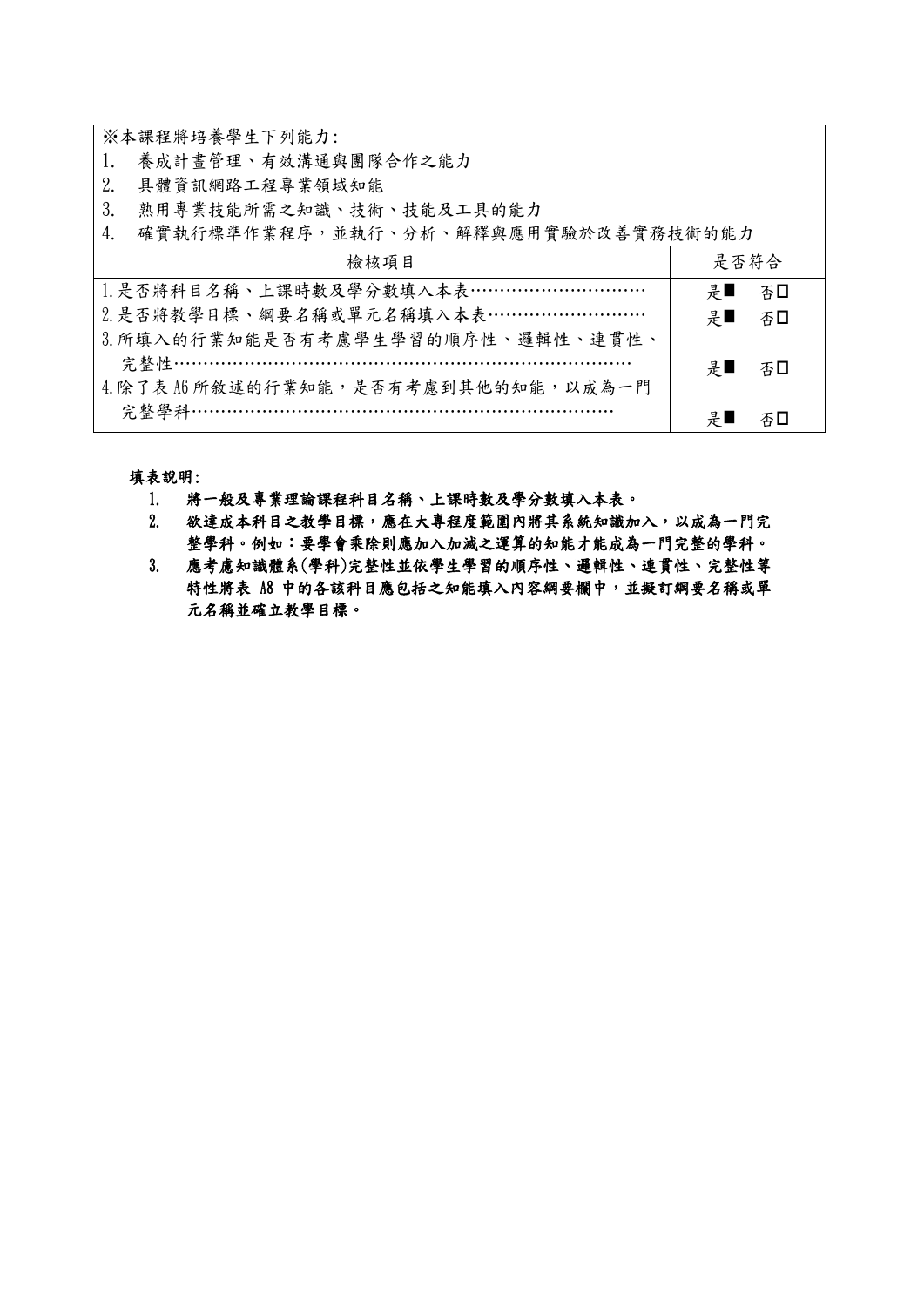| ※本課程將培養學生下列能力: | |
|---|---|
| 1. 養成計畫管理、有效溝通與團隊合作之能力<br>2. 具體資訊網路工程專業領域知能<br>3. 熟用專業技能所需之知識、技術、技能及工具的能力<br>4. 確實執行標準作業程序,並執行、分析、解釋與應用實驗於改善實務技術的能力 | |
| 檢核項目 | 是否符合 |
| 1.是否將科目名稱、上課時數及學分數填入本表………………………… | 是■ 否□ |
| 2.是否將教學目標、網要名稱或單元名稱填入本表……………………… | 是■ 否□ |
| 3.所填入的行業知能是否有考慮學生學習的順序性、邏輯性、連貫性、完整性………………………………………………………………… | 是■ 否□ |
| 4.除了表 A6 所敘述的行業知能,是否有考慮到其他的知能,以成為一門完整學科……………………………………………………………… | 是■ 否□ |

**填表說明:**

1. **將一般及專業理論課程科目名稱、上課時數及學分數填入本表。**
2. **欲達成本科目之教學目標,應在大專程度範圍內將其系統知識加入,以成為一門完整學科。例如:要學會乘除則應加入加減之運算的知能才能成為一門完整的學科。**
3. **應考慮知識體系(學科)完整性並依學生學習的順序性、邏輯性、連貫性、完整性等特性將表 A8 中的各該科目應包括之知能填入內容綱要欄中,並擬訂綱要名稱或單元名稱並確立教學目標。**